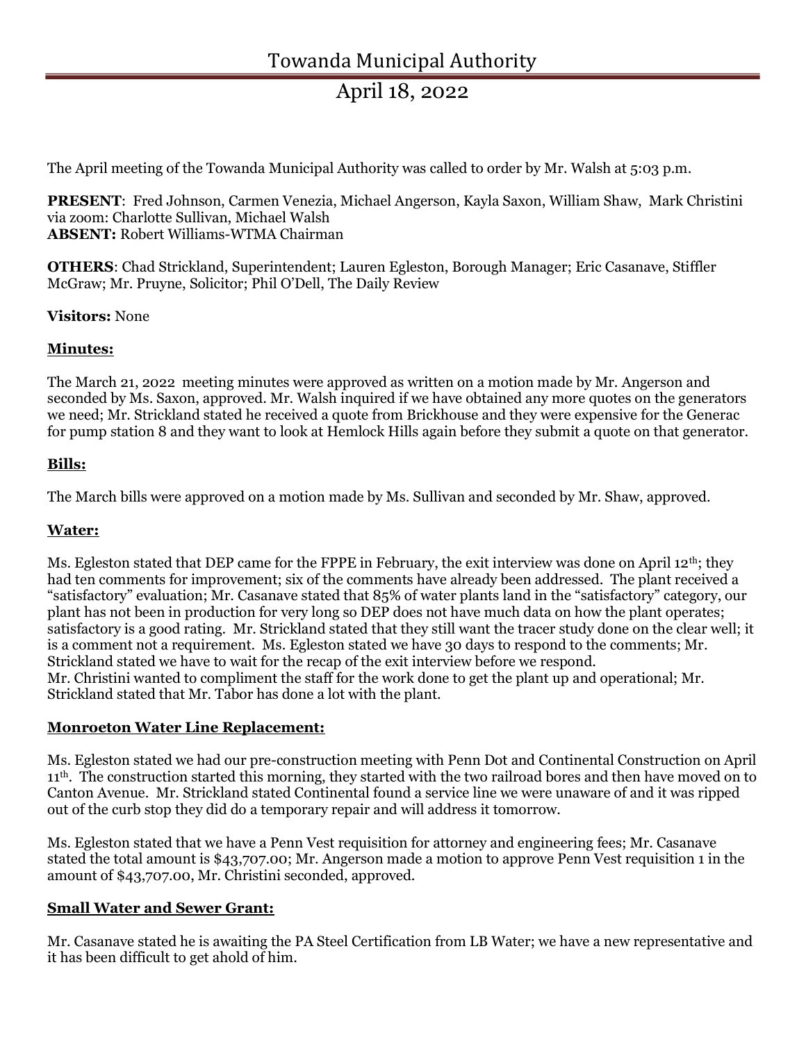# Towanda Municipal Authority

## April 18, 2022

The April meeting of the Towanda Municipal Authority was called to order by Mr. Walsh at 5:03 p.m.

**PRESENT**: Fred Johnson, Carmen Venezia, Michael Angerson, Kayla Saxon, William Shaw, Mark Christini via zoom: Charlotte Sullivan, Michael Walsh
**ABSENT:** Robert Williams-WTMA Chairman

**OTHERS**: Chad Strickland, Superintendent; Lauren Egleston, Borough Manager; Eric Casanave, Stiffler McGraw; Mr. Pruyne, Solicitor; Phil O'Dell, The Daily Review

**Visitors:** None

### Minutes:

The March 21, 2022 meeting minutes were approved as written on a motion made by Mr. Angerson and seconded by Ms. Saxon, approved. Mr. Walsh inquired if we have obtained any more quotes on the generators we need; Mr. Strickland stated he received a quote from Brickhouse and they were expensive for the Generac for pump station 8 and they want to look at Hemlock Hills again before they submit a quote on that generator.

### Bills:

The March bills were approved on a motion made by Ms. Sullivan and seconded by Mr. Shaw, approved.

### Water:

Ms. Egleston stated that DEP came for the FPPE in February, the exit interview was done on April 12th; they had ten comments for improvement; six of the comments have already been addressed. The plant received a "satisfactory" evaluation; Mr. Casanave stated that 85% of water plants land in the "satisfactory" category, our plant has not been in production for very long so DEP does not have much data on how the plant operates; satisfactory is a good rating. Mr. Strickland stated that they still want the tracer study done on the clear well; it is a comment not a requirement. Ms. Egleston stated we have 30 days to respond to the comments; Mr. Strickland stated we have to wait for the recap of the exit interview before we respond.
Mr. Christini wanted to compliment the staff for the work done to get the plant up and operational; Mr. Strickland stated that Mr. Tabor has done a lot with the plant.

### Monroeton Water Line Replacement:

Ms. Egleston stated we had our pre-construction meeting with Penn Dot and Continental Construction on April 11th. The construction started this morning, they started with the two railroad bores and then have moved on to Canton Avenue. Mr. Strickland stated Continental found a service line we were unaware of and it was ripped out of the curb stop they did do a temporary repair and will address it tomorrow.

Ms. Egleston stated that we have a Penn Vest requisition for attorney and engineering fees; Mr. Casanave stated the total amount is $43,707.00; Mr. Angerson made a motion to approve Penn Vest requisition 1 in the amount of $43,707.00, Mr. Christini seconded, approved.

### Small Water and Sewer Grant:

Mr. Casanave stated he is awaiting the PA Steel Certification from LB Water; we have a new representative and it has been difficult to get ahold of him.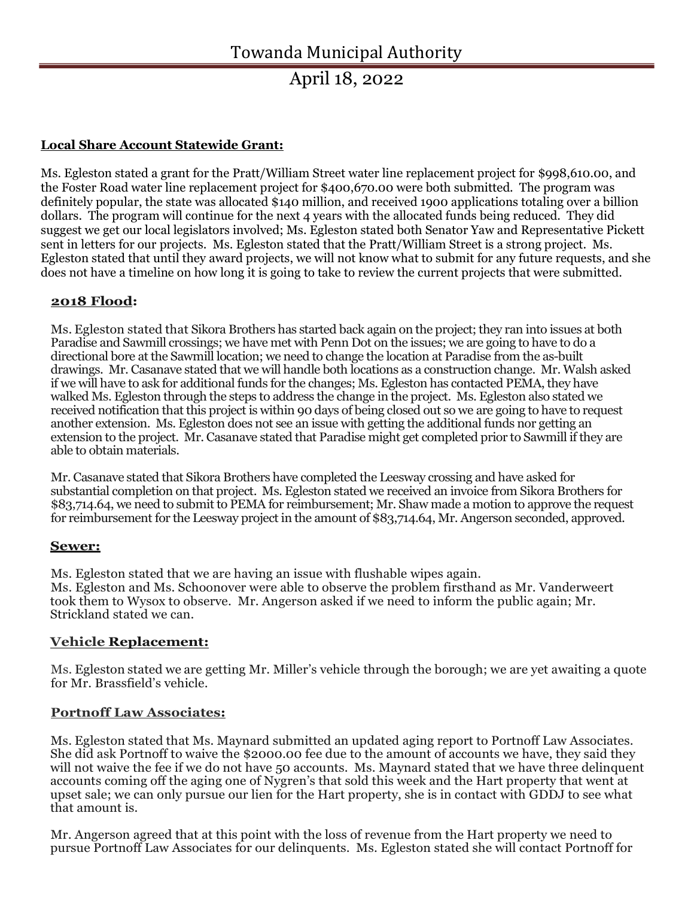**Local Share Account Statewide Grant:**

Ms. Egleston stated a grant for the Pratt/William Street water line replacement project for $998,610.00, and the Foster Road water line replacement project for $400,670.00 were both submitted. The program was definitely popular, the state was allocated $140 million, and received 1900 applications totaling over a billion dollars. The program will continue for the next 4 years with the allocated funds being reduced. They did suggest we get our local legislators involved; Ms. Egleston stated both Senator Yaw and Representative Pickett sent in letters for our projects. Ms. Egleston stated that the Pratt/William Street is a strong project. Ms. Egleston stated that until they award projects, we will not know what to submit for any future requests, and she does not have a timeline on how long it is going to take to review the current projects that were submitted.

**2018 Flood:**

Ms. Egleston stated that Sikora Brothers has started back again on the project; they ran into issues at both Paradise and Sawmill crossings; we have met with Penn Dot on the issues; we are going to have to do a directional bore at the Sawmill location; we need to change the location at Paradise from the as-built drawings. Mr. Casanave stated that we will handle both locations as a construction change. Mr. Walsh asked if we will have to ask for additional funds for the changes; Ms. Egleston has contacted PEMA, they have walked Ms. Egleston through the steps to address the change in the project. Ms. Egleston also stated we received notification that this project is within 90 days of being closed out so we are going to have to request another extension. Ms. Egleston does not see an issue with getting the additional funds nor getting an extension to the project. Mr. Casanave stated that Paradise might get completed prior to Sawmill if they are able to obtain materials.

Mr. Casanave stated that Sikora Brothers have completed the Leesway crossing and have asked for substantial completion on that project. Ms. Egleston stated we received an invoice from Sikora Brothers for $83,714.64, we need to submit to PEMA for reimbursement; Mr. Shaw made a motion to approve the request for reimbursement for the Leesway project in the amount of $83,714.64, Mr. Angerson seconded, approved.

**Sewer:**

Ms. Egleston stated that we are having an issue with flushable wipes again.
Ms. Egleston and Ms. Schoonover were able to observe the problem firsthand as Mr. Vanderweert took them to Wysox to observe. Mr. Angerson asked if we need to inform the public again; Mr. Strickland stated we can.

**Vehicle Replacement:**

Ms. Egleston stated we are getting Mr. Miller's vehicle through the borough; we are yet awaiting a quote for Mr. Brassfield's vehicle.

**Portnoff Law Associates:**

Ms. Egleston stated that Ms. Maynard submitted an updated aging report to Portnoff Law Associates. She did ask Portnoff to waive the $2000.00 fee due to the amount of accounts we have, they said they will not waive the fee if we do not have 50 accounts. Ms. Maynard stated that we have three delinquent accounts coming off the aging one of Nygren's that sold this week and the Hart property that went at upset sale; we can only pursue our lien for the Hart property, she is in contact with GDDJ to see what that amount is.

Mr. Angerson agreed that at this point with the loss of revenue from the Hart property we need to pursue Portnoff Law Associates for our delinquents. Ms. Egleston stated she will contact Portnoff for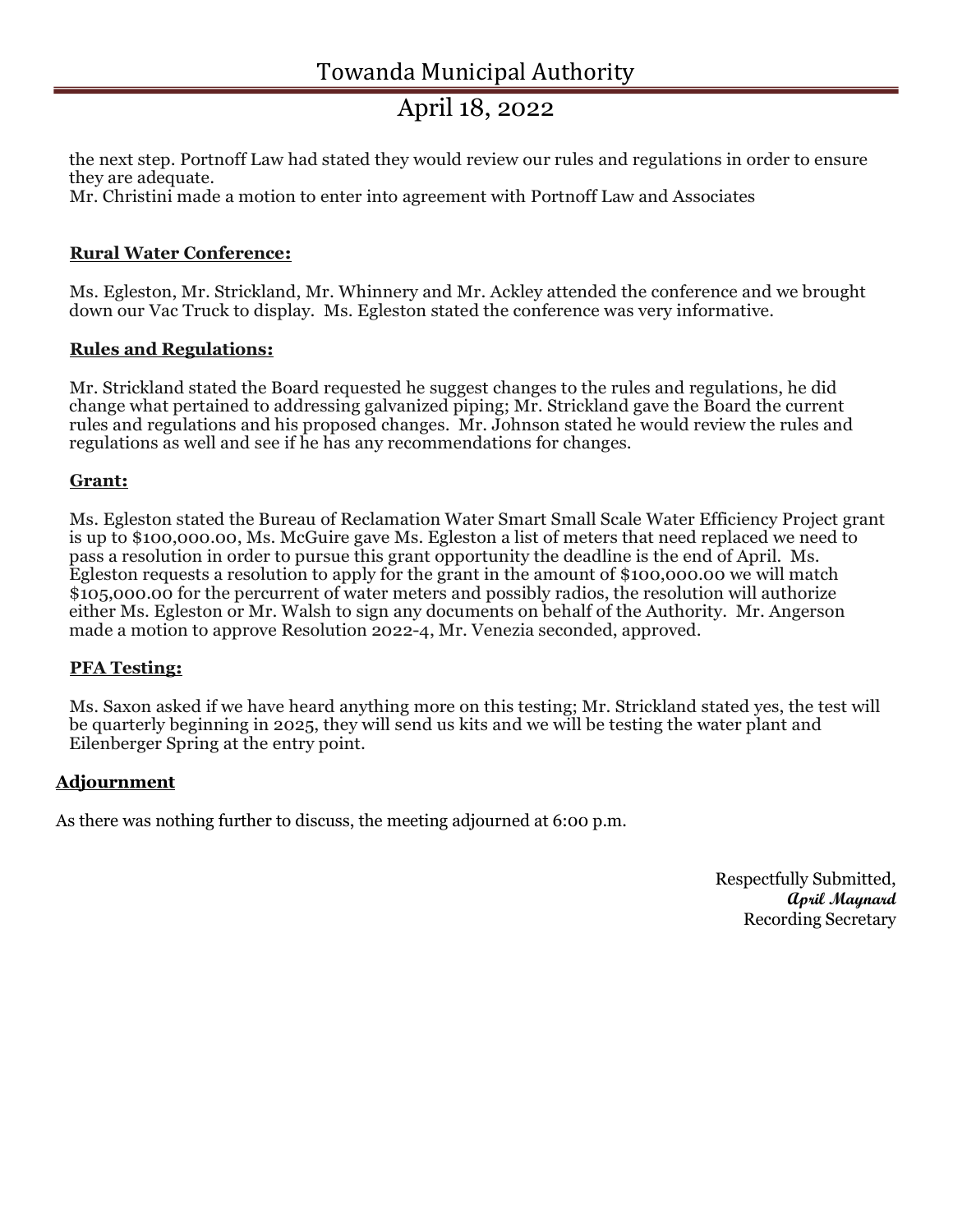the next step. Portnoff Law had stated they would review our rules and regulations in order to ensure they are adequate.
Mr. Christini made a motion to enter into agreement with Portnoff Law and Associates

**Rural Water Conference:**

Ms. Egleston, Mr. Strickland, Mr. Whinnery and Mr. Ackley attended the conference and we brought down our Vac Truck to display. Ms. Egleston stated the conference was very informative.

**Rules and Regulations:**

Mr. Strickland stated the Board requested he suggest changes to the rules and regulations, he did change what pertained to addressing galvanized piping; Mr. Strickland gave the Board the current rules and regulations and his proposed changes. Mr. Johnson stated he would review the rules and regulations as well and see if he has any recommendations for changes.

**Grant:**

Ms. Egleston stated the Bureau of Reclamation Water Smart Small Scale Water Efficiency Project grant is up to $100,000.00, Ms. McGuire gave Ms. Egleston a list of meters that need replaced we need to pass a resolution in order to pursue this grant opportunity the deadline is the end of April. Ms. Egleston requests a resolution to apply for the grant in the amount of $100,000.00 we will match $105,000.00 for the percurrent of water meters and possibly radios, the resolution will authorize either Ms. Egleston or Mr. Walsh to sign any documents on behalf of the Authority. Mr. Angerson made a motion to approve Resolution 2022-4, Mr. Venezia seconded, approved.

**PFA Testing:**

Ms. Saxon asked if we have heard anything more on this testing; Mr. Strickland stated yes, the test will be quarterly beginning in 2025, they will send us kits and we will be testing the water plant and Eilenberger Spring at the entry point.

**Adjournment**

As there was nothing further to discuss, the meeting adjourned at 6:00 p.m.

Respectfully Submitted,
*April Maynard*
Recording Secretary